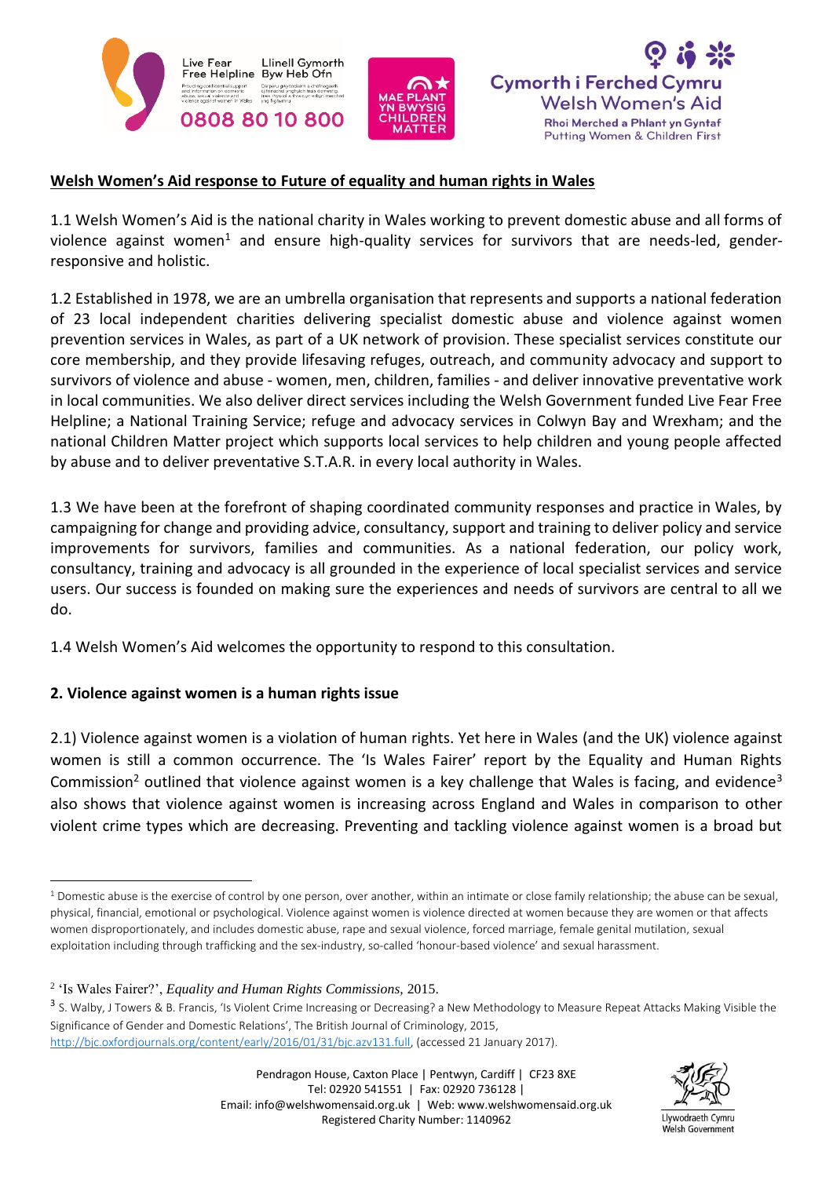**Welsh Women's Aid response to Future of equality and human rights in Wales**

1.1 Welsh Women's Aid is the national charity in Wales working to prevent domestic abuse and all forms of violence against women[1] and ensure high-quality services for survivors that are needs-led, gender-responsive and holistic.

1.2 Established in 1978, we are an umbrella organisation that represents and supports a national federation of 23 local independent charities delivering specialist domestic abuse and violence against women prevention services in Wales, as part of a UK network of provision. These specialist services constitute our core membership, and they provide lifesaving refuges, outreach, and community advocacy and support to survivors of violence and abuse - women, men, children, families - and deliver innovative preventative work in local communities. We also deliver direct services including the Welsh Government funded Live Fear Free Helpline; a National Training Service; refuge and advocacy services in Colwyn Bay and Wrexham; and the national Children Matter project which supports local services to help children and young people affected by abuse and to deliver preventative S.T.A.R. in every local authority in Wales.

1.3 We have been at the forefront of shaping coordinated community responses and practice in Wales, by campaigning for change and providing advice, consultancy, support and training to deliver policy and service improvements for survivors, families and communities. As a national federation, our policy work, consultancy, training and advocacy is all grounded in the experience of local specialist services and service users. Our success is founded on making sure the experiences and needs of survivors are central to all we do.

1.4 Welsh Women's Aid welcomes the opportunity to respond to this consultation.

**2. Violence against women is a human rights issue**

2.1) Violence against women is a violation of human rights. Yet here in Wales (and the UK) violence against women is still a common occurrence. The 'Is Wales Fairer' report by the Equality and Human Rights Commission[2] outlined that violence against women is a key challenge that Wales is facing, and evidence[3] also shows that violence against women is increasing across England and Wales in comparison to other violent crime types which are decreasing. Preventing and tackling violence against women is a broad but

---

[1] Domestic abuse is the exercise of control by one person, over another, within an intimate or close family relationship; the abuse can be sexual, physical, financial, emotional or psychological. Violence against women is violence directed at women because they are women or that affects women disproportionately, and includes domestic abuse, rape and sexual violence, forced marriage, female genital mutilation, sexual exploitation including through trafficking and the sex-industry, so-called 'honour-based violence' and sexual harassment.

[2] 'Is Wales Fairer?', *Equality and Human Rights Commissions*, 2015.

[3] S. Walby, J Towers & B. Francis, 'Is Violent Crime Increasing or Decreasing? a New Methodology to Measure Repeat Attacks Making Visible the Significance of Gender and Domestic Relations', The British Journal of Criminology, 2015, http://bjc.oxfordjournals.org/content/early/2016/01/31/bjc.azv131.full, (accessed 21 January 2017).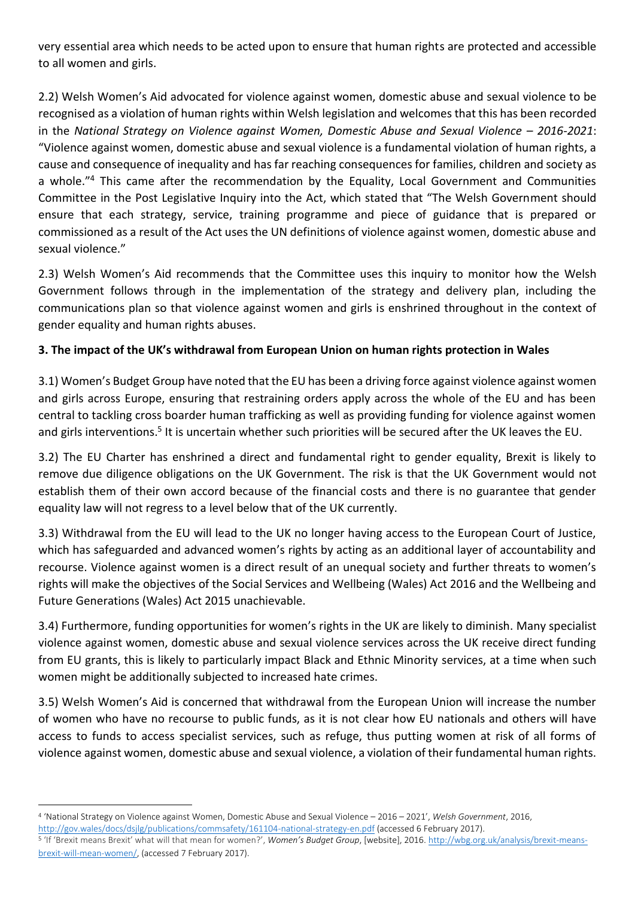very essential area which needs to be acted upon to ensure that human rights are protected and accessible to all women and girls.

2.2) Welsh Women's Aid advocated for violence against women, domestic abuse and sexual violence to be recognised as a violation of human rights within Welsh legislation and welcomes that this has been recorded in the *National Strategy on Violence against Women, Domestic Abuse and Sexual Violence – 2016-2021*: "Violence against women, domestic abuse and sexual violence is a fundamental violation of human rights, a cause and consequence of inequality and has far reaching consequences for families, children and society as a whole."[4] This came after the recommendation by the Equality, Local Government and Communities Committee in the Post Legislative Inquiry into the Act, which stated that "The Welsh Government should ensure that each strategy, service, training programme and piece of guidance that is prepared or commissioned as a result of the Act uses the UN definitions of violence against women, domestic abuse and sexual violence."

2.3) Welsh Women's Aid recommends that the Committee uses this inquiry to monitor how the Welsh Government follows through in the implementation of the strategy and delivery plan, including the communications plan so that violence against women and girls is enshrined throughout in the context of gender equality and human rights abuses.

**3. The impact of the UK's withdrawal from European Union on human rights protection in Wales**

3.1) Women's Budget Group have noted that the EU has been a driving force against violence against women and girls across Europe, ensuring that restraining orders apply across the whole of the EU and has been central to tackling cross boarder human trafficking as well as providing funding for violence against women and girls interventions.[5] It is uncertain whether such priorities will be secured after the UK leaves the EU.

3.2) The EU Charter has enshrined a direct and fundamental right to gender equality, Brexit is likely to remove due diligence obligations on the UK Government. The risk is that the UK Government would not establish them of their own accord because of the financial costs and there is no guarantee that gender equality law will not regress to a level below that of the UK currently.

3.3) Withdrawal from the EU will lead to the UK no longer having access to the European Court of Justice, which has safeguarded and advanced women's rights by acting as an additional layer of accountability and recourse. Violence against women is a direct result of an unequal society and further threats to women's rights will make the objectives of the Social Services and Wellbeing (Wales) Act 2016 and the Wellbeing and Future Generations (Wales) Act 2015 unachievable.

3.4) Furthermore, funding opportunities for women's rights in the UK are likely to diminish. Many specialist violence against women, domestic abuse and sexual violence services across the UK receive direct funding from EU grants, this is likely to particularly impact Black and Ethnic Minority services, at a time when such women might be additionally subjected to increased hate crimes.

3.5) Welsh Women's Aid is concerned that withdrawal from the European Union will increase the number of women who have no recourse to public funds, as it is not clear how EU nationals and others will have access to funds to access specialist services, such as refuge, thus putting women at risk of all forms of violence against women, domestic abuse and sexual violence, a violation of their fundamental human rights.

---

[4] 'National Strategy on Violence against Women, Domestic Abuse and Sexual Violence – 2016 – 2021', *Welsh Government*, 2016, http://gov.wales/docs/dsjlg/publications/commsafety/161104-national-strategy-en.pdf (accessed 6 February 2017).

[5] 'If 'Brexit means Brexit' what will that mean for women?', *Women's Budget Group*, [website], 2016. http://wbg.org.uk/analysis/brexit-means-brexit-will-mean-women/, (accessed 7 February 2017).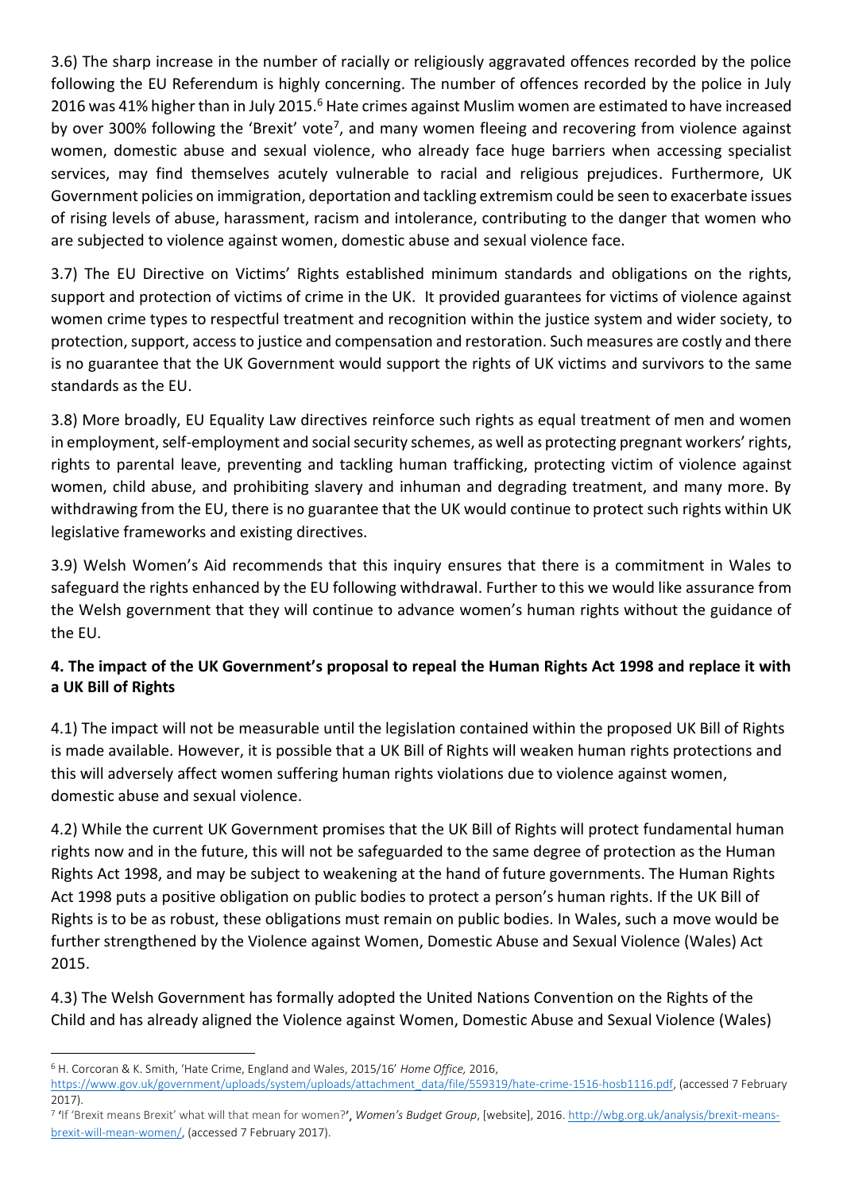3.6) The sharp increase in the number of racially or religiously aggravated offences recorded by the police following the EU Referendum is highly concerning. The number of offences recorded by the police in July 2016 was 41% higher than in July 2015.[6] Hate crimes against Muslim women are estimated to have increased by over 300% following the 'Brexit' vote[7], and many women fleeing and recovering from violence against women, domestic abuse and sexual violence, who already face huge barriers when accessing specialist services, may find themselves acutely vulnerable to racial and religious prejudices. Furthermore, UK Government policies on immigration, deportation and tackling extremism could be seen to exacerbate issues of rising levels of abuse, harassment, racism and intolerance, contributing to the danger that women who are subjected to violence against women, domestic abuse and sexual violence face.

3.7) The EU Directive on Victims' Rights established minimum standards and obligations on the rights, support and protection of victims of crime in the UK. It provided guarantees for victims of violence against women crime types to respectful treatment and recognition within the justice system and wider society, to protection, support, access to justice and compensation and restoration. Such measures are costly and there is no guarantee that the UK Government would support the rights of UK victims and survivors to the same standards as the EU.

3.8) More broadly, EU Equality Law directives reinforce such rights as equal treatment of men and women in employment, self-employment and social security schemes, as well as protecting pregnant workers' rights, rights to parental leave, preventing and tackling human trafficking, protecting victim of violence against women, child abuse, and prohibiting slavery and inhuman and degrading treatment, and many more. By withdrawing from the EU, there is no guarantee that the UK would continue to protect such rights within UK legislative frameworks and existing directives.

3.9) Welsh Women's Aid recommends that this inquiry ensures that there is a commitment in Wales to safeguard the rights enhanced by the EU following withdrawal. Further to this we would like assurance from the Welsh government that they will continue to advance women's human rights without the guidance of the EU.

**4. The impact of the UK Government's proposal to repeal the Human Rights Act 1998 and replace it with a UK Bill of Rights**

4.1) The impact will not be measurable until the legislation contained within the proposed UK Bill of Rights is made available. However, it is possible that a UK Bill of Rights will weaken human rights protections and this will adversely affect women suffering human rights violations due to violence against women, domestic abuse and sexual violence.

4.2) While the current UK Government promises that the UK Bill of Rights will protect fundamental human rights now and in the future, this will not be safeguarded to the same degree of protection as the Human Rights Act 1998, and may be subject to weakening at the hand of future governments. The Human Rights Act 1998 puts a positive obligation on public bodies to protect a person's human rights. If the UK Bill of Rights is to be as robust, these obligations must remain on public bodies. In Wales, such a move would be further strengthened by the Violence against Women, Domestic Abuse and Sexual Violence (Wales) Act 2015.

4.3) The Welsh Government has formally adopted the United Nations Convention on the Rights of the Child and has already aligned the Violence against Women, Domestic Abuse and Sexual Violence (Wales)

---

[6] H. Corcoran & K. Smith, 'Hate Crime, England and Wales, 2015/16' *Home Office,* 2016, https://www.gov.uk/government/uploads/system/uploads/attachment_data/file/559319/hate-crime-1516-hosb1116.pdf, (accessed 7 February 2017).

[7] 'If 'Brexit means Brexit' what will that mean for women?', *Women's Budget Group*, [website], 2016. http://wbg.org.uk/analysis/brexit-means-brexit-will-mean-women/, (accessed 7 February 2017).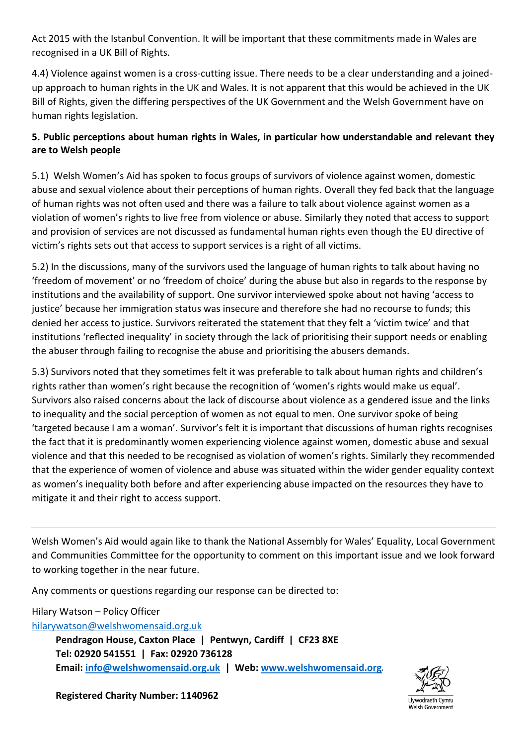Act 2015 with the Istanbul Convention. It will be important that these commitments made in Wales are recognised in a UK Bill of Rights.

4.4) Violence against women is a cross-cutting issue. There needs to be a clear understanding and a joined-up approach to human rights in the UK and Wales. It is not apparent that this would be achieved in the UK Bill of Rights, given the differing perspectives of the UK Government and the Welsh Government have on human rights legislation.

**5. Public perceptions about human rights in Wales, in particular how understandable and relevant they are to Welsh people**

5.1) Welsh Women's Aid has spoken to focus groups of survivors of violence against women, domestic abuse and sexual violence about their perceptions of human rights. Overall they fed back that the language of human rights was not often used and there was a failure to talk about violence against women as a violation of women's rights to live free from violence or abuse. Similarly they noted that access to support and provision of services are not discussed as fundamental human rights even though the EU directive of victim's rights sets out that access to support services is a right of all victims.

5.2) In the discussions, many of the survivors used the language of human rights to talk about having no 'freedom of movement' or no 'freedom of choice' during the abuse but also in regards to the response by institutions and the availability of support. One survivor interviewed spoke about not having 'access to justice' because her immigration status was insecure and therefore she had no recourse to funds; this denied her access to justice. Survivors reiterated the statement that they felt a 'victim twice' and that institutions 'reflected inequality' in society through the lack of prioritising their support needs or enabling the abuser through failing to recognise the abuse and prioritising the abusers demands.

5.3) Survivors noted that they sometimes felt it was preferable to talk about human rights and children's rights rather than women's right because the recognition of 'women's rights would make us equal'. Survivors also raised concerns about the lack of discourse about violence as a gendered issue and the links to inequality and the social perception of women as not equal to men. One survivor spoke of being 'targeted because I am a woman'. Survivor's felt it is important that discussions of human rights recognises the fact that it is predominantly women experiencing violence against women, domestic abuse and sexual violence and that this needed to be recognised as violation of women's rights. Similarly they recommended that the experience of women of violence and abuse was situated within the wider gender equality context as women's inequality both before and after experiencing abuse impacted on the resources they have to mitigate it and their right to access support.

---

Welsh Women's Aid would again like to thank the National Assembly for Wales' Equality, Local Government and Communities Committee for the opportunity to comment on this important issue and we look forward to working together in the near future.

Any comments or questions regarding our response can be directed to:

Hilary Watson – Policy Officer
hilarywatson@welshwomensaid.org.uk

**Pendragon House, Caxton Place | Pentwyn, Cardiff | CF23 8XE**
**Tel: 02920 541551 | Fax: 02920 736128**
**Email: info@welshwomensaid.org.uk | Web: www.welshwomensaid.org**

**Registered Charity Number: 1140962**

Llywodraeth Cymru
Welsh Government